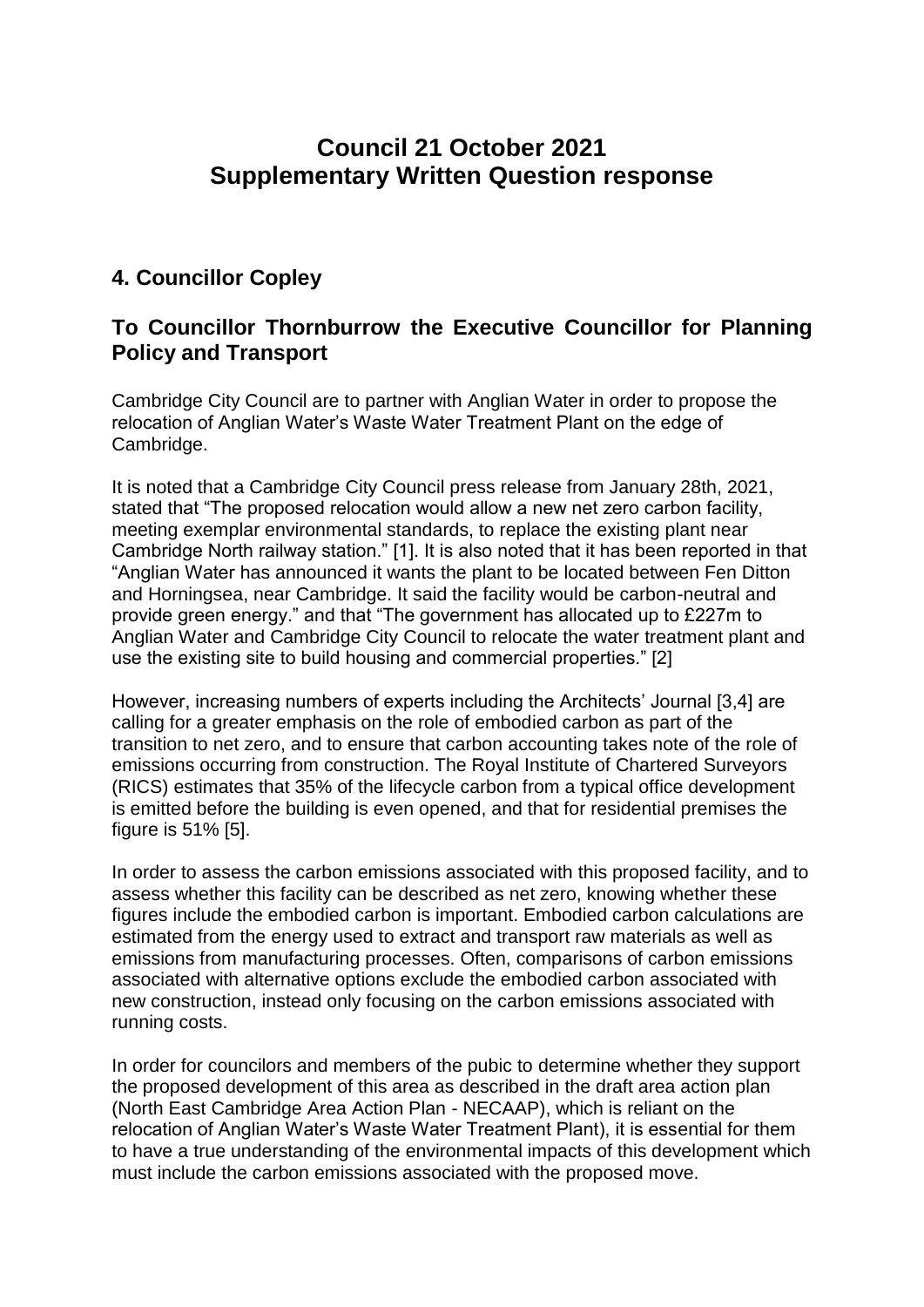# Council 21 October 2021
# Supplementary Written Question response

## 4. Councillor Copley

## To Councillor Thornburrow the Executive Councillor for Planning Policy and Transport

Cambridge City Council are to partner with Anglian Water in order to propose the relocation of Anglian Water's Waste Water Treatment Plant on the edge of Cambridge.

It is noted that a Cambridge City Council press release from January 28th, 2021, stated that "The proposed relocation would allow a new net zero carbon facility, meeting exemplar environmental standards, to replace the existing plant near Cambridge North railway station." [1]. It is also noted that it has been reported in that "Anglian Water has announced it wants the plant to be located between Fen Ditton and Horningsea, near Cambridge. It said the facility would be carbon-neutral and provide green energy." and that "The government has allocated up to £227m to Anglian Water and Cambridge City Council to relocate the water treatment plant and use the existing site to build housing and commercial properties." [2]

However, increasing numbers of experts including the Architects' Journal [3,4] are calling for a greater emphasis on the role of embodied carbon as part of the transition to net zero, and to ensure that carbon accounting takes note of the role of emissions occurring from construction. The Royal Institute of Chartered Surveyors (RICS) estimates that 35% of the lifecycle carbon from a typical office development is emitted before the building is even opened, and that for residential premises the figure is 51% [5].

In order to assess the carbon emissions associated with this proposed facility, and to assess whether this facility can be described as net zero, knowing whether these figures include the embodied carbon is important. Embodied carbon calculations are estimated from the energy used to extract and transport raw materials as well as emissions from manufacturing processes. Often, comparisons of carbon emissions associated with alternative options exclude the embodied carbon associated with new construction, instead only focusing on the carbon emissions associated with running costs.

In order for councilors and members of the pubic to determine whether they support the proposed development of this area as described in the draft area action plan (North East Cambridge Area Action Plan - NECAAP), which is reliant on the relocation of Anglian Water's Waste Water Treatment Plant), it is essential for them to have a true understanding of the environmental impacts of this development which must include the carbon emissions associated with the proposed move.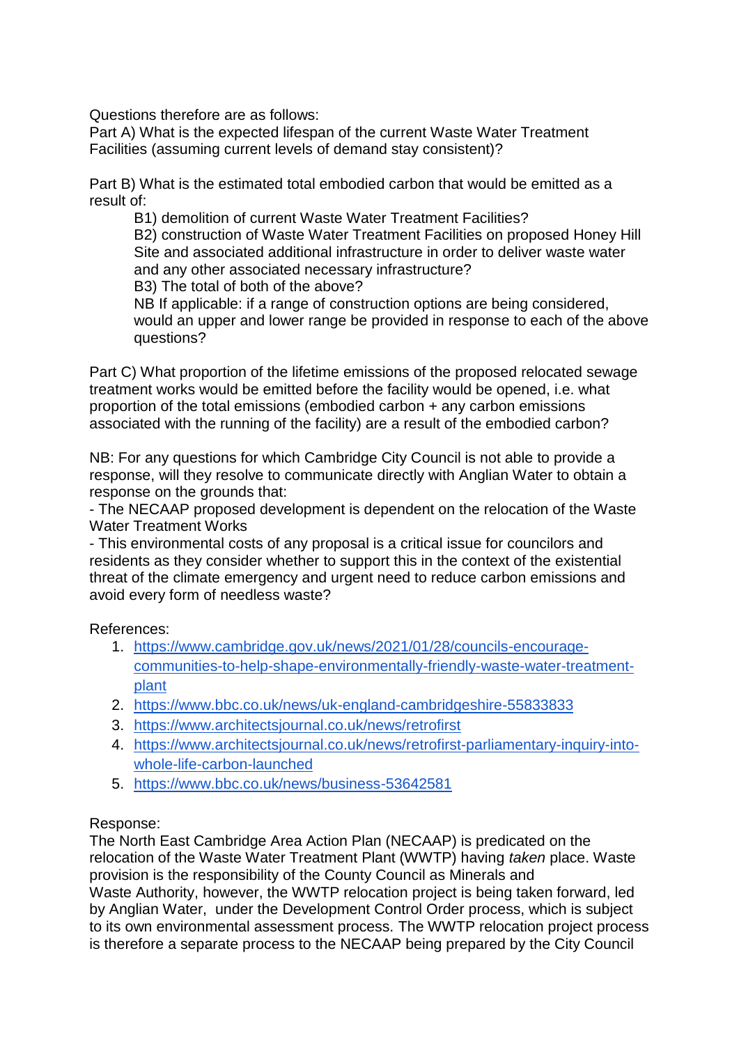Questions therefore are as follows:
Part A) What is the expected lifespan of the current Waste Water Treatment Facilities (assuming current levels of demand stay consistent)?

Part B) What is the estimated total embodied carbon that would be emitted as a result of:

B1) demolition of current Waste Water Treatment Facilities?
B2) construction of Waste Water Treatment Facilities on proposed Honey Hill Site and associated additional infrastructure in order to deliver waste water and any other associated necessary infrastructure?
B3) The total of both of the above?
NB If applicable: if a range of construction options are being considered, would an upper and lower range be provided in response to each of the above questions?

Part C) What proportion of the lifetime emissions of the proposed relocated sewage treatment works would be emitted before the facility would be opened, i.e. what proportion of the total emissions (embodied carbon + any carbon emissions associated with the running of the facility) are a result of the embodied carbon?

NB: For any questions for which Cambridge City Council is not able to provide a response, will they resolve to communicate directly with Anglian Water to obtain a response on the grounds that:
- The NECAAP proposed development is dependent on the relocation of the Waste Water Treatment Works
- This environmental costs of any proposal is a critical issue for councilors and residents as they consider whether to support this in the context of the existential threat of the climate emergency and urgent need to reduce carbon emissions and avoid every form of needless waste?

References:

1. https://www.cambridge.gov.uk/news/2021/01/28/councils-encourage-communities-to-help-shape-environmentally-friendly-waste-water-treatment-plant
2. https://www.bbc.co.uk/news/uk-england-cambridgeshire-55833833
3. https://www.architectsjournal.co.uk/news/retrofirst
4. https://www.architectsjournal.co.uk/news/retrofirst-parliamentary-inquiry-into-whole-life-carbon-launched
5. https://www.bbc.co.uk/news/business-53642581

Response:
The North East Cambridge Area Action Plan (NECAAP) is predicated on the relocation of the Waste Water Treatment Plant (WWTP) having *taken* place. Waste provision is the responsibility of the County Council as Minerals and Waste Authority, however, the WWTP relocation project is being taken forward, led by Anglian Water, under the Development Control Order process, which is subject to its own environmental assessment process. The WWTP relocation project process is therefore a separate process to the NECAAP being prepared by the City Council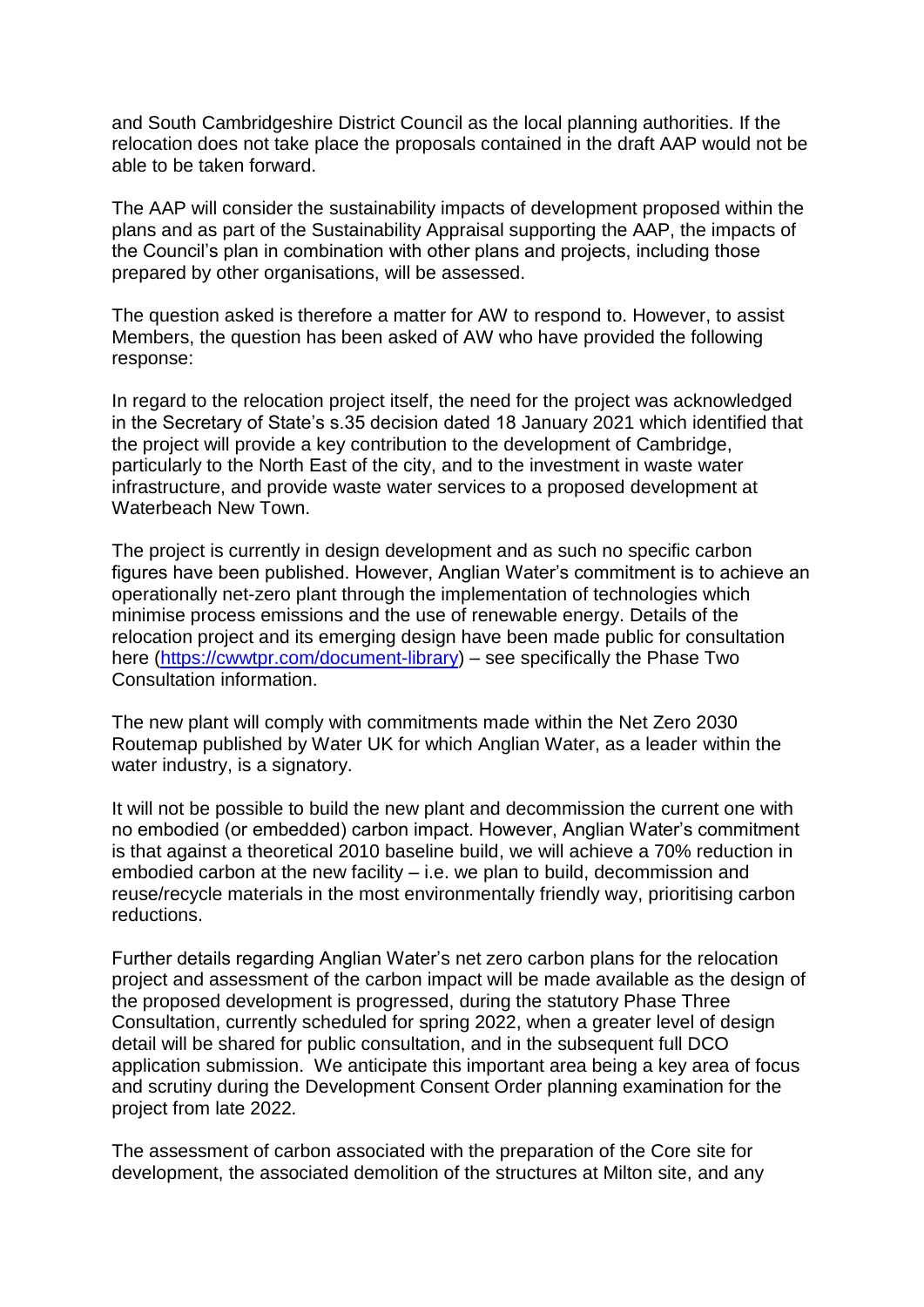and South Cambridgeshire District Council as the local planning authorities. If the relocation does not take place the proposals contained in the draft AAP would not be able to be taken forward.

The AAP will consider the sustainability impacts of development proposed within the plans and as part of the Sustainability Appraisal supporting the AAP, the impacts of the Council's plan in combination with other plans and projects, including those prepared by other organisations, will be assessed.

The question asked is therefore a matter for AW to respond to. However, to assist Members, the question has been asked of AW who have provided the following response:

In regard to the relocation project itself, the need for the project was acknowledged in the Secretary of State's s.35 decision dated 18 January 2021 which identified that the project will provide a key contribution to the development of Cambridge, particularly to the North East of the city, and to the investment in waste water infrastructure, and provide waste water services to a proposed development at Waterbeach New Town.

The project is currently in design development and as such no specific carbon figures have been published. However, Anglian Water's commitment is to achieve an operationally net-zero plant through the implementation of technologies which minimise process emissions and the use of renewable energy. Details of the relocation project and its emerging design have been made public for consultation here (https://cwwtpr.com/document-library) – see specifically the Phase Two Consultation information.

The new plant will comply with commitments made within the Net Zero 2030 Routemap published by Water UK for which Anglian Water, as a leader within the water industry, is a signatory.

It will not be possible to build the new plant and decommission the current one with no embodied (or embedded) carbon impact. However, Anglian Water's commitment is that against a theoretical 2010 baseline build, we will achieve a 70% reduction in embodied carbon at the new facility – i.e. we plan to build, decommission and reuse/recycle materials in the most environmentally friendly way, prioritising carbon reductions.

Further details regarding Anglian Water's net zero carbon plans for the relocation project and assessment of the carbon impact will be made available as the design of the proposed development is progressed, during the statutory Phase Three Consultation, currently scheduled for spring 2022, when a greater level of design detail will be shared for public consultation, and in the subsequent full DCO application submission. We anticipate this important area being a key area of focus and scrutiny during the Development Consent Order planning examination for the project from late 2022.

The assessment of carbon associated with the preparation of the Core site for development, the associated demolition of the structures at Milton site, and any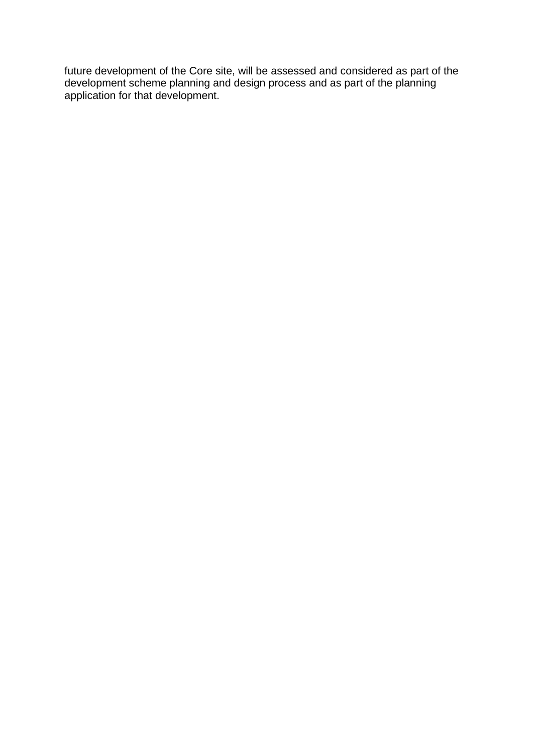future development of the Core site, will be assessed and considered as part of the development scheme planning and design process and as part of the planning application for that development.